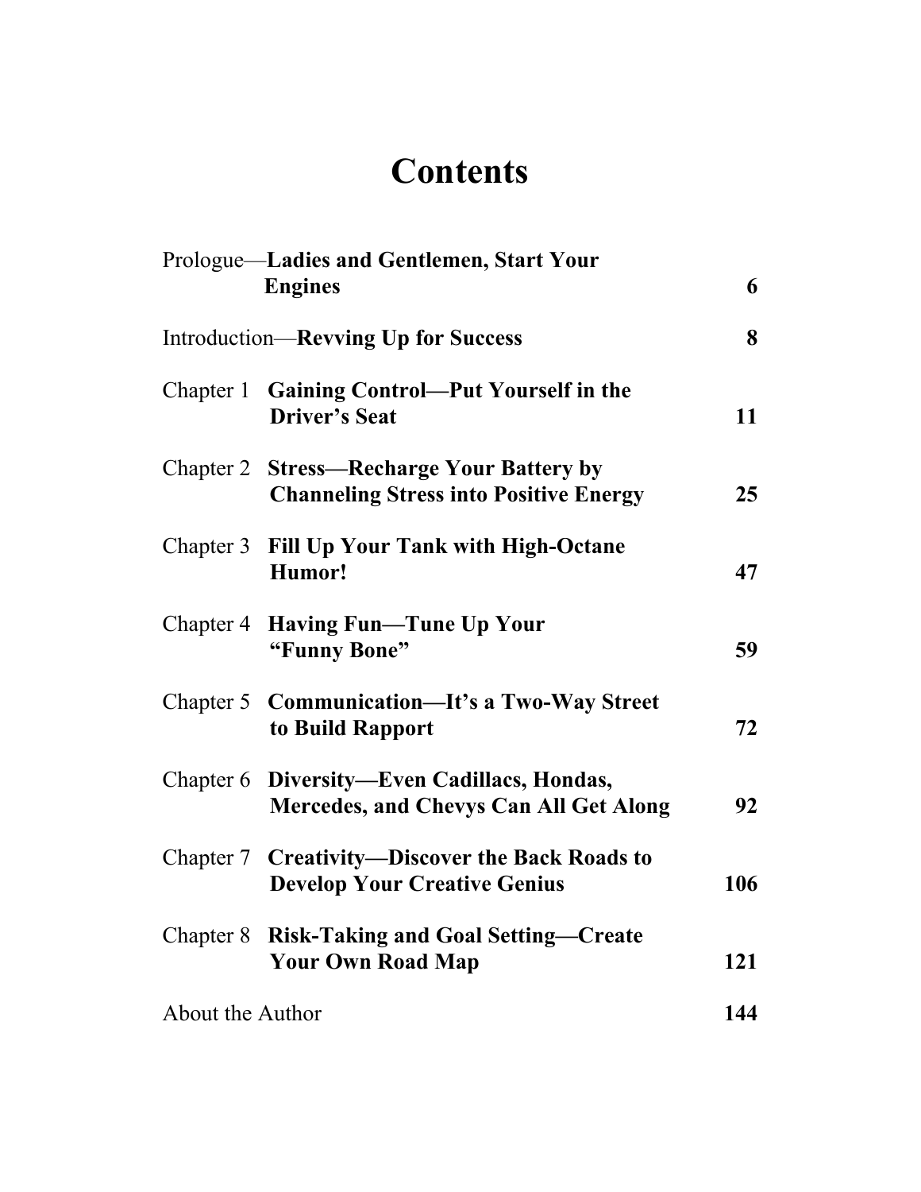# Contents

| | | |
|---|---|---|
| Prologue— | **Ladies and Gentlemen, Start Your Engines** | **6** |
| Introduction— | **Revving Up for Success** | **8** |
| Chapter 1 | **Gaining Control—Put Yourself in the Driver's Seat** | **11** |
| Chapter 2 | **Stress—Recharge Your Battery by Channeling Stress into Positive Energy** | **25** |
| Chapter 3 | **Fill Up Your Tank with High-Octane Humor!** | **47** |
| Chapter 4 | **Having Fun—Tune Up Your "Funny Bone"** | **59** |
| Chapter 5 | **Communication—It's a Two-Way Street to Build Rapport** | **72** |
| Chapter 6 | **Diversity—Even Cadillacs, Hondas, Mercedes, and Chevys Can All Get Along** | **92** |
| Chapter 7 | **Creativity—Discover the Back Roads to Develop Your Creative Genius** | **106** |
| Chapter 8 | **Risk-Taking and Goal Setting—Create Your Own Road Map** | **121** |
| About the Author | | **144** |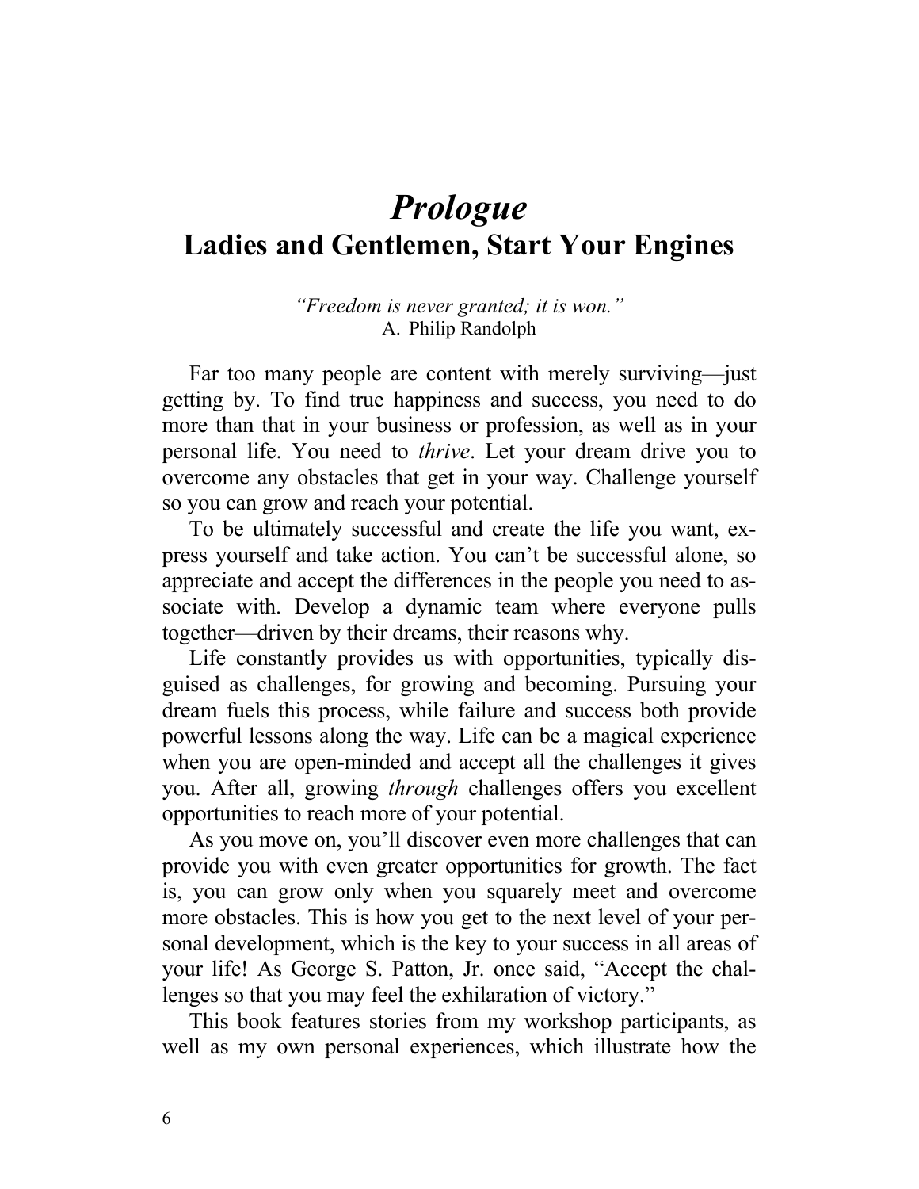# *Prologue*
## Ladies and Gentlemen, Start Your Engines

*"Freedom is never granted; it is won."*
A. Philip Randolph

Far too many people are content with merely surviving—just getting by. To find true happiness and success, you need to do more than that in your business or profession, as well as in your personal life. You need to *thrive*. Let your dream drive you to overcome any obstacles that get in your way. Challenge yourself so you can grow and reach your potential.

To be ultimately successful and create the life you want, express yourself and take action. You can't be successful alone, so appreciate and accept the differences in the people you need to associate with. Develop a dynamic team where everyone pulls together—driven by their dreams, their reasons why.

Life constantly provides us with opportunities, typically disguised as challenges, for growing and becoming. Pursuing your dream fuels this process, while failure and success both provide powerful lessons along the way. Life can be a magical experience when you are open-minded and accept all the challenges it gives you. After all, growing *through* challenges offers you excellent opportunities to reach more of your potential.

As you move on, you'll discover even more challenges that can provide you with even greater opportunities for growth. The fact is, you can grow only when you squarely meet and overcome more obstacles. This is how you get to the next level of your personal development, which is the key to your success in all areas of your life! As George S. Patton, Jr. once said, "Accept the challenges so that you may feel the exhilaration of victory."

This book features stories from my workshop participants, as well as my own personal experiences, which illustrate how the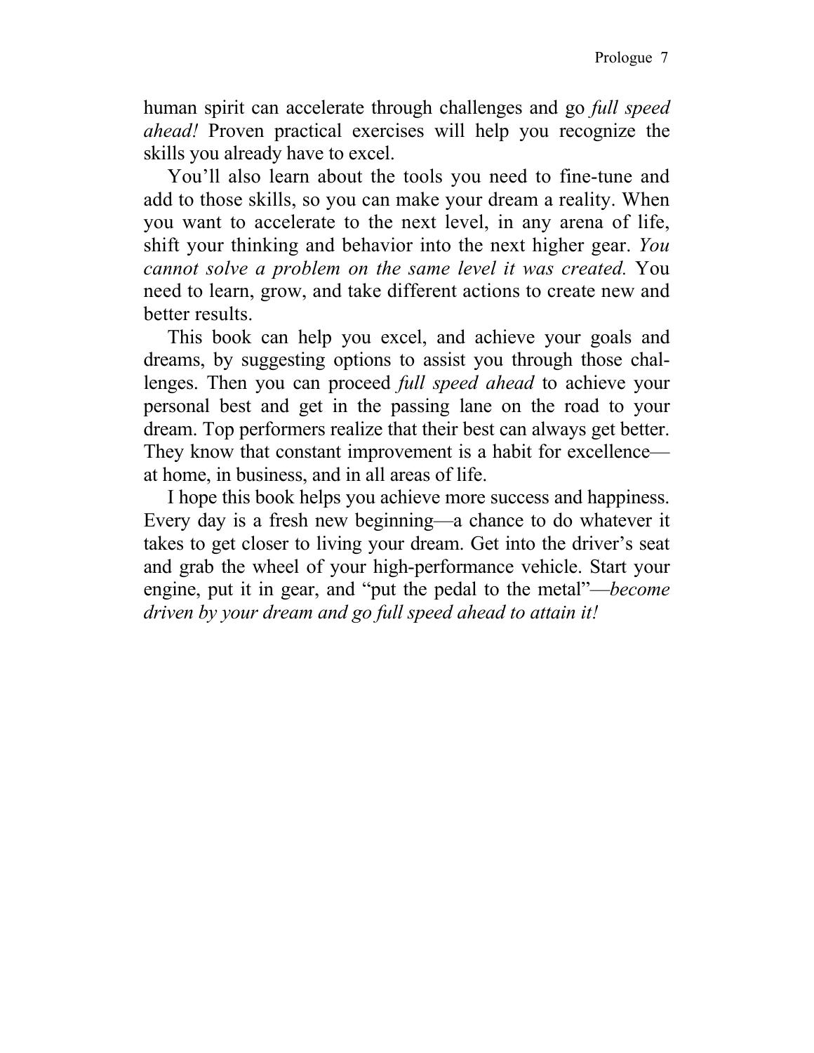human spirit can accelerate through challenges and go *full speed ahead!* Proven practical exercises will help you recognize the skills you already have to excel.

You'll also learn about the tools you need to fine-tune and add to those skills, so you can make your dream a reality. When you want to accelerate to the next level, in any arena of life, shift your thinking and behavior into the next higher gear. *You cannot solve a problem on the same level it was created.* You need to learn, grow, and take different actions to create new and better results.

This book can help you excel, and achieve your goals and dreams, by suggesting options to assist you through those challenges. Then you can proceed *full speed ahead* to achieve your personal best and get in the passing lane on the road to your dream. Top performers realize that their best can always get better. They know that constant improvement is a habit for excellence—at home, in business, and in all areas of life.

I hope this book helps you achieve more success and happiness. Every day is a fresh new beginning—a chance to do whatever it takes to get closer to living your dream. Get into the driver's seat and grab the wheel of your high-performance vehicle. Start your engine, put it in gear, and "put the pedal to the metal"—*become driven by your dream and go full speed ahead to attain it!*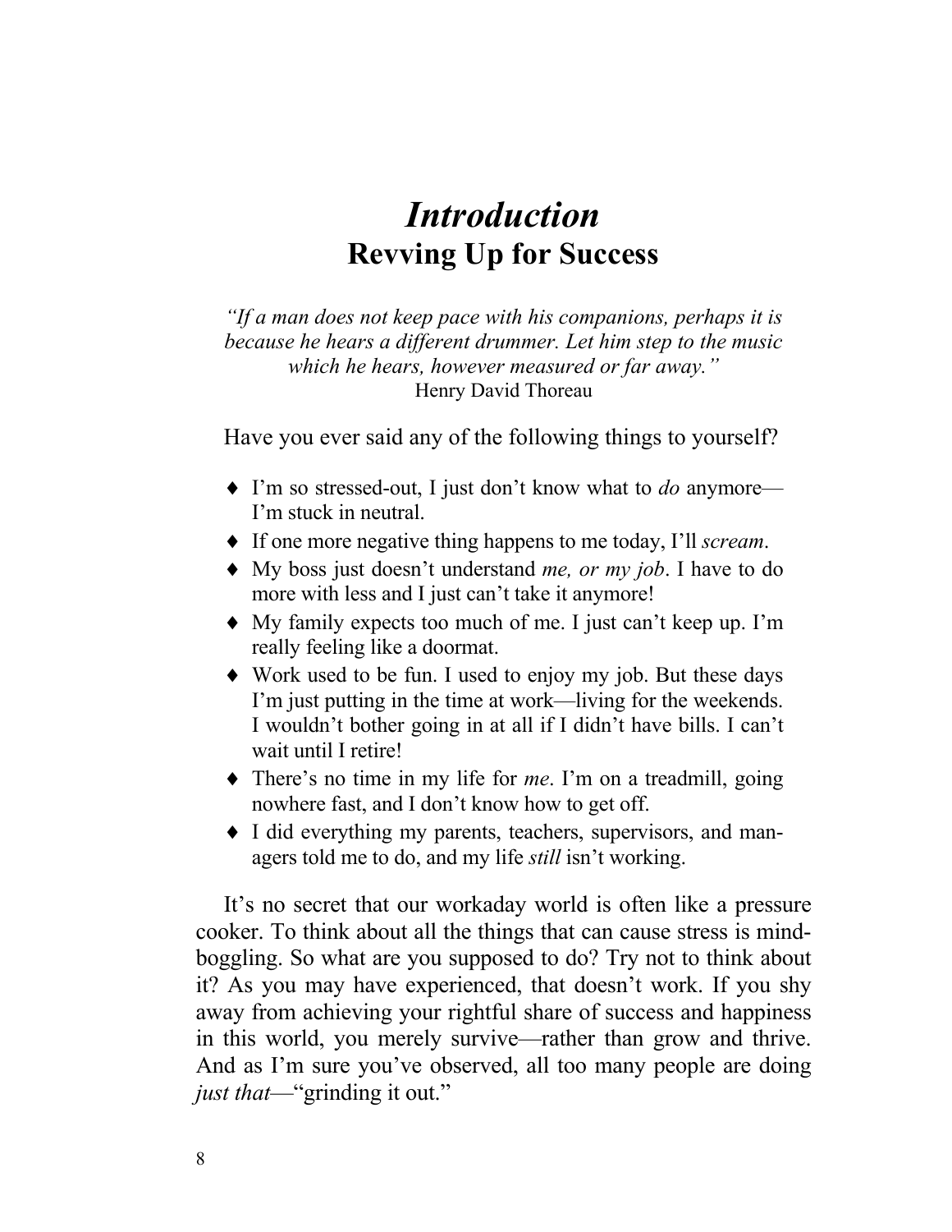# *Introduction*
## Revving Up for Success

> *"If a man does not keep pace with his companions, perhaps it is because he hears a different drummer. Let him step to the music which he hears, however measured or far away."*
> Henry David Thoreau

Have you ever said any of the following things to yourself?

- I'm so stressed-out, I just don't know what to *do* anymore—I'm stuck in neutral.
- If one more negative thing happens to me today, I'll *scream*.
- My boss just doesn't understand *me, or my job*. I have to do more with less and I just can't take it anymore!
- My family expects too much of me. I just can't keep up. I'm really feeling like a doormat.
- Work used to be fun. I used to enjoy my job. But these days I'm just putting in the time at work—living for the weekends. I wouldn't bother going in at all if I didn't have bills. I can't wait until I retire!
- There's no time in my life for *me*. I'm on a treadmill, going nowhere fast, and I don't know how to get off.
- I did everything my parents, teachers, supervisors, and managers told me to do, and my life *still* isn't working.

It's no secret that our workaday world is often like a pressure cooker. To think about all the things that can cause stress is mind-boggling. So what are you supposed to do? Try not to think about it? As you may have experienced, that doesn't work. If you shy away from achieving your rightful share of success and happiness in this world, you merely survive—rather than grow and thrive. And as I'm sure you've observed, all too many people are doing *just that*—"grinding it out."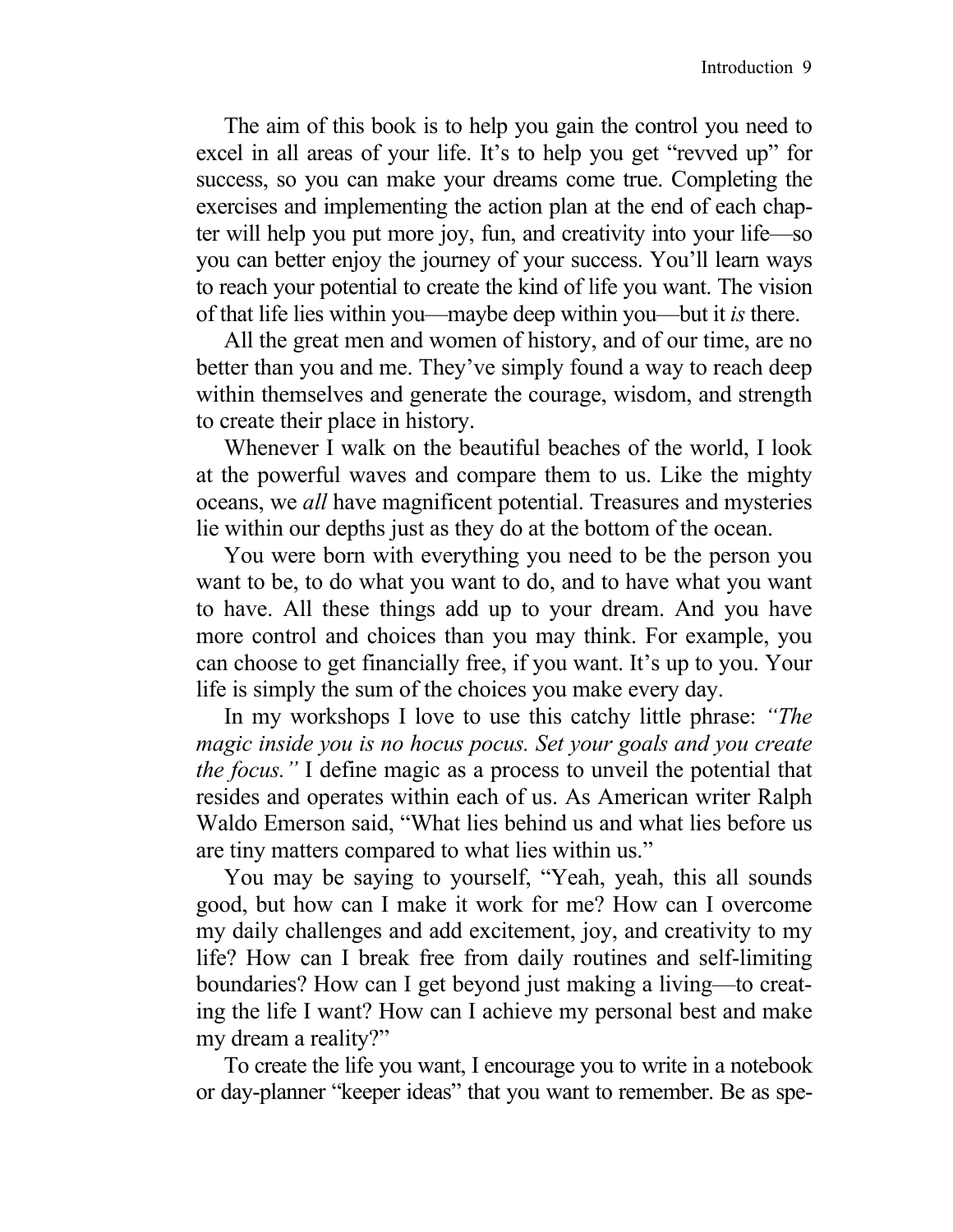The aim of this book is to help you gain the control you need to excel in all areas of your life. It's to help you get "revved up" for success, so you can make your dreams come true. Completing the exercises and implementing the action plan at the end of each chapter will help you put more joy, fun, and creativity into your life—so you can better enjoy the journey of your success. You'll learn ways to reach your potential to create the kind of life you want. The vision of that life lies within you—maybe deep within you—but it *is* there.

All the great men and women of history, and of our time, are no better than you and me. They've simply found a way to reach deep within themselves and generate the courage, wisdom, and strength to create their place in history.

Whenever I walk on the beautiful beaches of the world, I look at the powerful waves and compare them to us. Like the mighty oceans, we *all* have magnificent potential. Treasures and mysteries lie within our depths just as they do at the bottom of the ocean.

You were born with everything you need to be the person you want to be, to do what you want to do, and to have what you want to have. All these things add up to your dream. And you have more control and choices than you may think. For example, you can choose to get financially free, if you want. It's up to you. Your life is simply the sum of the choices you make every day.

In my workshops I love to use this catchy little phrase: *"The magic inside you is no hocus pocus. Set your goals and you create the focus."* I define magic as a process to unveil the potential that resides and operates within each of us. As American writer Ralph Waldo Emerson said, "What lies behind us and what lies before us are tiny matters compared to what lies within us."

You may be saying to yourself, "Yeah, yeah, this all sounds good, but how can I make it work for me? How can I overcome my daily challenges and add excitement, joy, and creativity to my life? How can I break free from daily routines and self-limiting boundaries? How can I get beyond just making a living—to creating the life I want? How can I achieve my personal best and make my dream a reality?"

To create the life you want, I encourage you to write in a notebook or day-planner "keeper ideas" that you want to remember. Be as spe-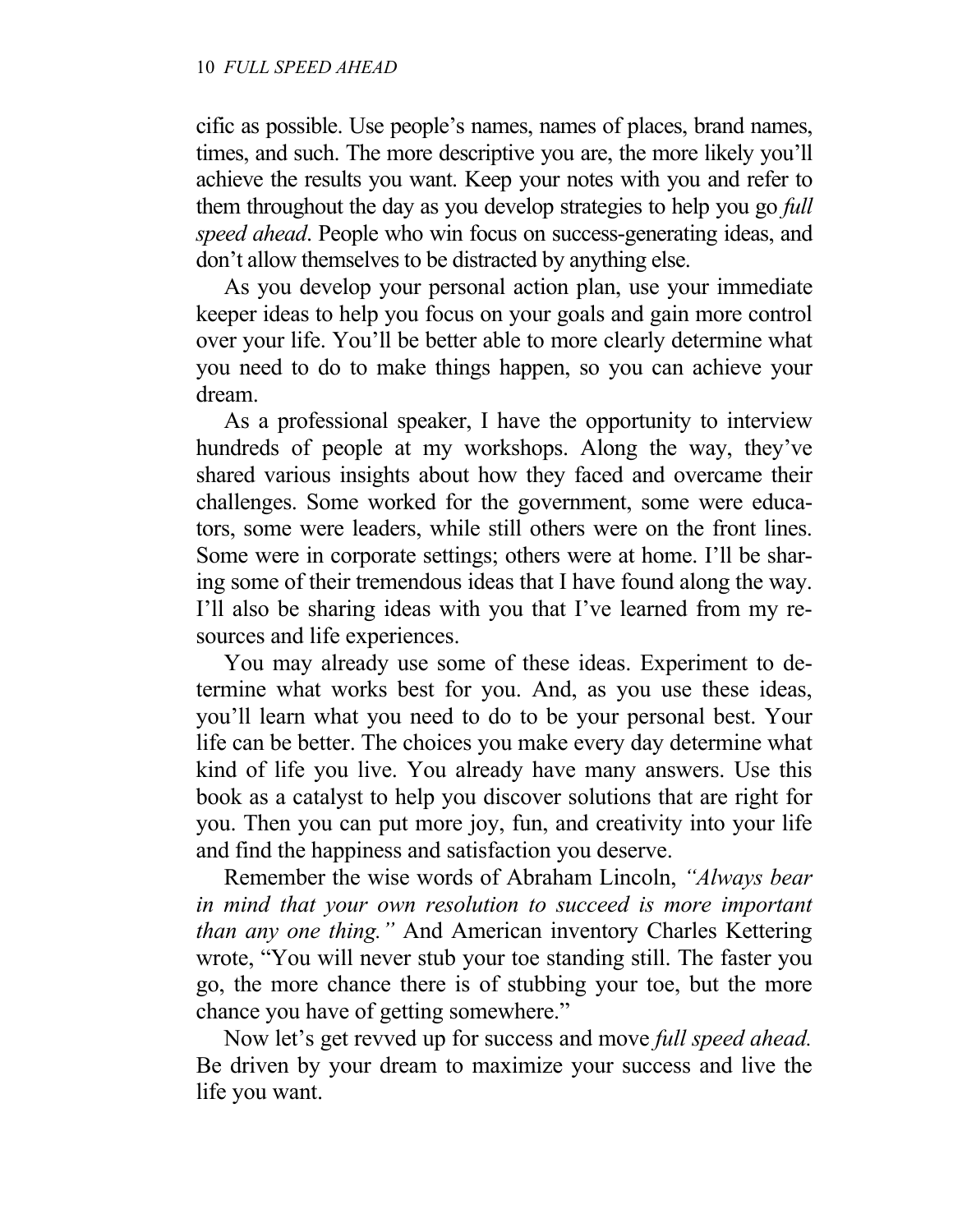cific as possible. Use people's names, names of places, brand names, times, and such. The more descriptive you are, the more likely you'll achieve the results you want. Keep your notes with you and refer to them throughout the day as you develop strategies to help you go *full speed ahead*. People who win focus on success-generating ideas, and don't allow themselves to be distracted by anything else.

As you develop your personal action plan, use your immediate keeper ideas to help you focus on your goals and gain more control over your life. You'll be better able to more clearly determine what you need to do to make things happen, so you can achieve your dream.

As a professional speaker, I have the opportunity to interview hundreds of people at my workshops. Along the way, they've shared various insights about how they faced and overcame their challenges. Some worked for the government, some were educators, some were leaders, while still others were on the front lines. Some were in corporate settings; others were at home. I'll be sharing some of their tremendous ideas that I have found along the way. I'll also be sharing ideas with you that I've learned from my resources and life experiences.

You may already use some of these ideas. Experiment to determine what works best for you. And, as you use these ideas, you'll learn what you need to do to be your personal best. Your life can be better. The choices you make every day determine what kind of life you live. You already have many answers. Use this book as a catalyst to help you discover solutions that are right for you. Then you can put more joy, fun, and creativity into your life and find the happiness and satisfaction you deserve.

Remember the wise words of Abraham Lincoln, *"Always bear in mind that your own resolution to succeed is more important than any one thing."* And American inventory Charles Kettering wrote, "You will never stub your toe standing still. The faster you go, the more chance there is of stubbing your toe, but the more chance you have of getting somewhere."

Now let's get revved up for success and move *full speed ahead.* Be driven by your dream to maximize your success and live the life you want.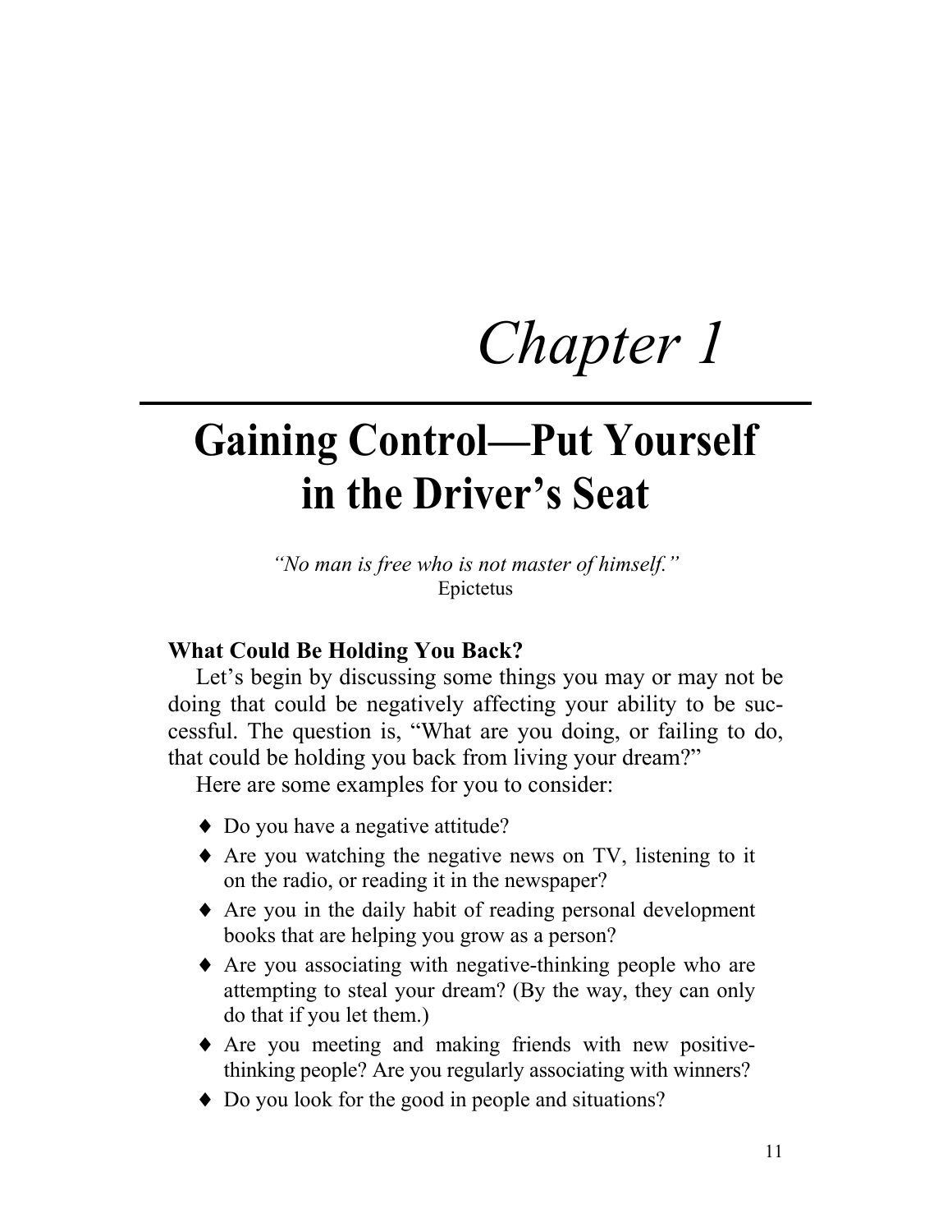# Chapter 1

## Gaining Control—Put Yourself in the Driver's Seat

*"No man is free who is not master of himself."*
Epictetus

**What Could Be Holding You Back?**

Let's begin by discussing some things you may or may not be doing that could be negatively affecting your ability to be successful. The question is, "What are you doing, or failing to do, that could be holding you back from living your dream?"

Here are some examples for you to consider:

- Do you have a negative attitude?
- Are you watching the negative news on TV, listening to it on the radio, or reading it in the newspaper?
- Are you in the daily habit of reading personal development books that are helping you grow as a person?
- Are you associating with negative-thinking people who are attempting to steal your dream? (By the way, they can only do that if you let them.)
- Are you meeting and making friends with new positive-thinking people? Are you regularly associating with winners?
- Do you look for the good in people and situations?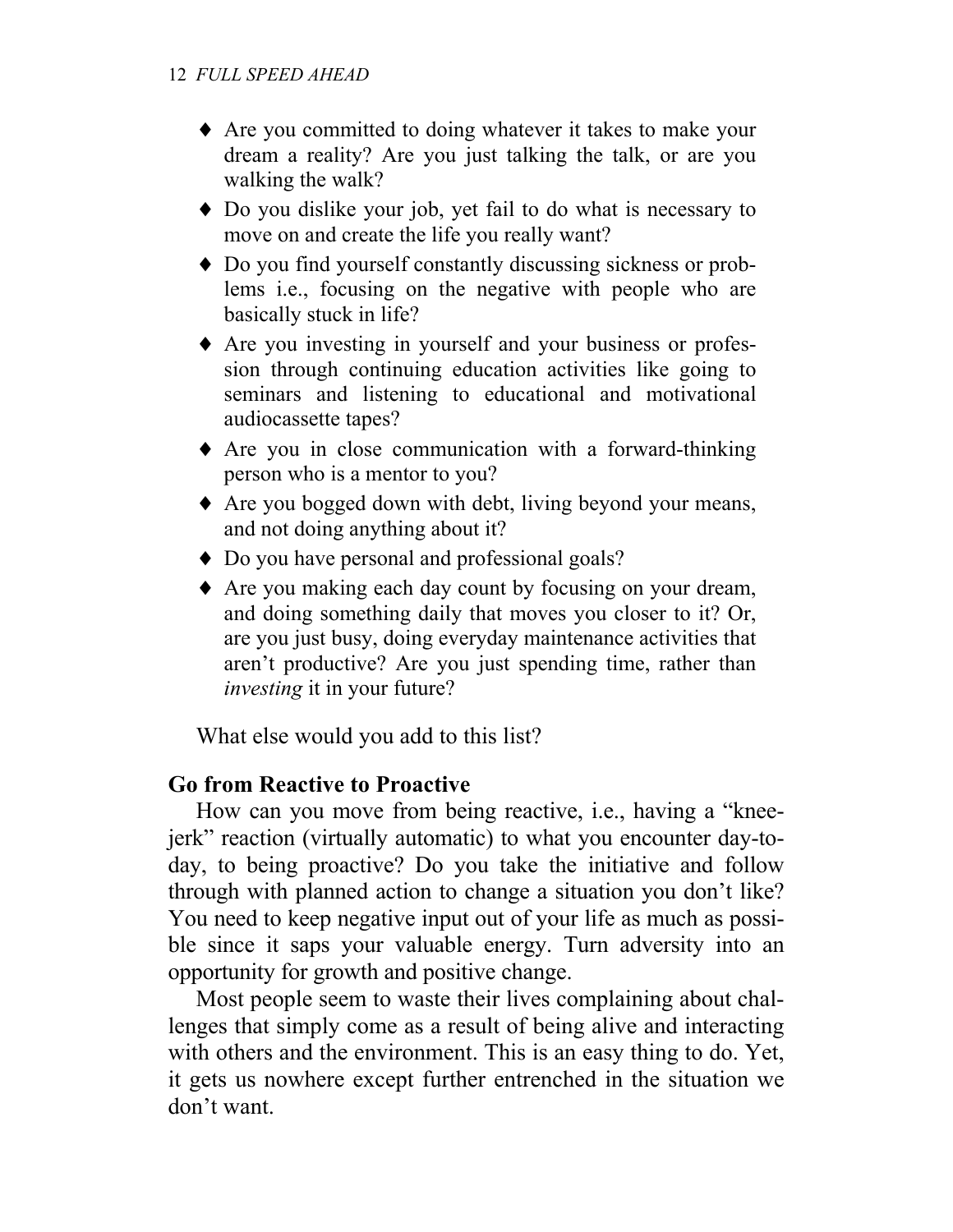- Are you committed to doing whatever it takes to make your dream a reality? Are you just talking the talk, or are you walking the walk?
- Do you dislike your job, yet fail to do what is necessary to move on and create the life you really want?
- Do you find yourself constantly discussing sickness or problems i.e., focusing on the negative with people who are basically stuck in life?
- Are you investing in yourself and your business or profession through continuing education activities like going to seminars and listening to educational and motivational audiocassette tapes?
- Are you in close communication with a forward-thinking person who is a mentor to you?
- Are you bogged down with debt, living beyond your means, and not doing anything about it?
- Do you have personal and professional goals?
- Are you making each day count by focusing on your dream, and doing something daily that moves you closer to it? Or, are you just busy, doing everyday maintenance activities that aren't productive? Are you just spending time, rather than *investing* it in your future?

What else would you add to this list?

## Go from Reactive to Proactive

How can you move from being reactive, i.e., having a "knee-jerk" reaction (virtually automatic) to what you encounter day-to-day, to being proactive? Do you take the initiative and follow through with planned action to change a situation you don't like? You need to keep negative input out of your life as much as possible since it saps your valuable energy. Turn adversity into an opportunity for growth and positive change.

Most people seem to waste their lives complaining about challenges that simply come as a result of being alive and interacting with others and the environment. This is an easy thing to do. Yet, it gets us nowhere except further entrenched in the situation we don't want.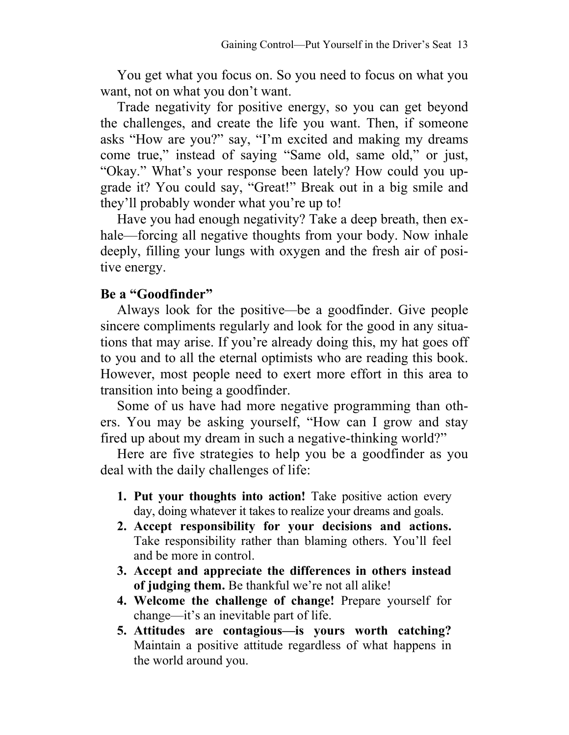You get what you focus on. So you need to focus on what you want, not on what you don't want.

Trade negativity for positive energy, so you can get beyond the challenges, and create the life you want. Then, if someone asks "How are you?" say, "I'm excited and making my dreams come true," instead of saying "Same old, same old," or just, "Okay." What's your response been lately? How could you upgrade it? You could say, "Great!" Break out in a big smile and they'll probably wonder what you're up to!

Have you had enough negativity? Take a deep breath, then exhale—forcing all negative thoughts from your body. Now inhale deeply, filling your lungs with oxygen and the fresh air of positive energy.

### Be a "Goodfinder"

Always look for the positive—be a goodfinder. Give people sincere compliments regularly and look for the good in any situations that may arise. If you're already doing this, my hat goes off to you and to all the eternal optimists who are reading this book. However, most people need to exert more effort in this area to transition into being a goodfinder.

Some of us have had more negative programming than others. You may be asking yourself, "How can I grow and stay fired up about my dream in such a negative-thinking world?"

Here are five strategies to help you be a goodfinder as you deal with the daily challenges of life:

1. **Put your thoughts into action!** Take positive action every day, doing whatever it takes to realize your dreams and goals.
2. **Accept responsibility for your decisions and actions.** Take responsibility rather than blaming others. You'll feel and be more in control.
3. **Accept and appreciate the differences in others instead of judging them.** Be thankful we're not all alike!
4. **Welcome the challenge of change!** Prepare yourself for change—it's an inevitable part of life.
5. **Attitudes are contagious—is yours worth catching?** Maintain a positive attitude regardless of what happens in the world around you.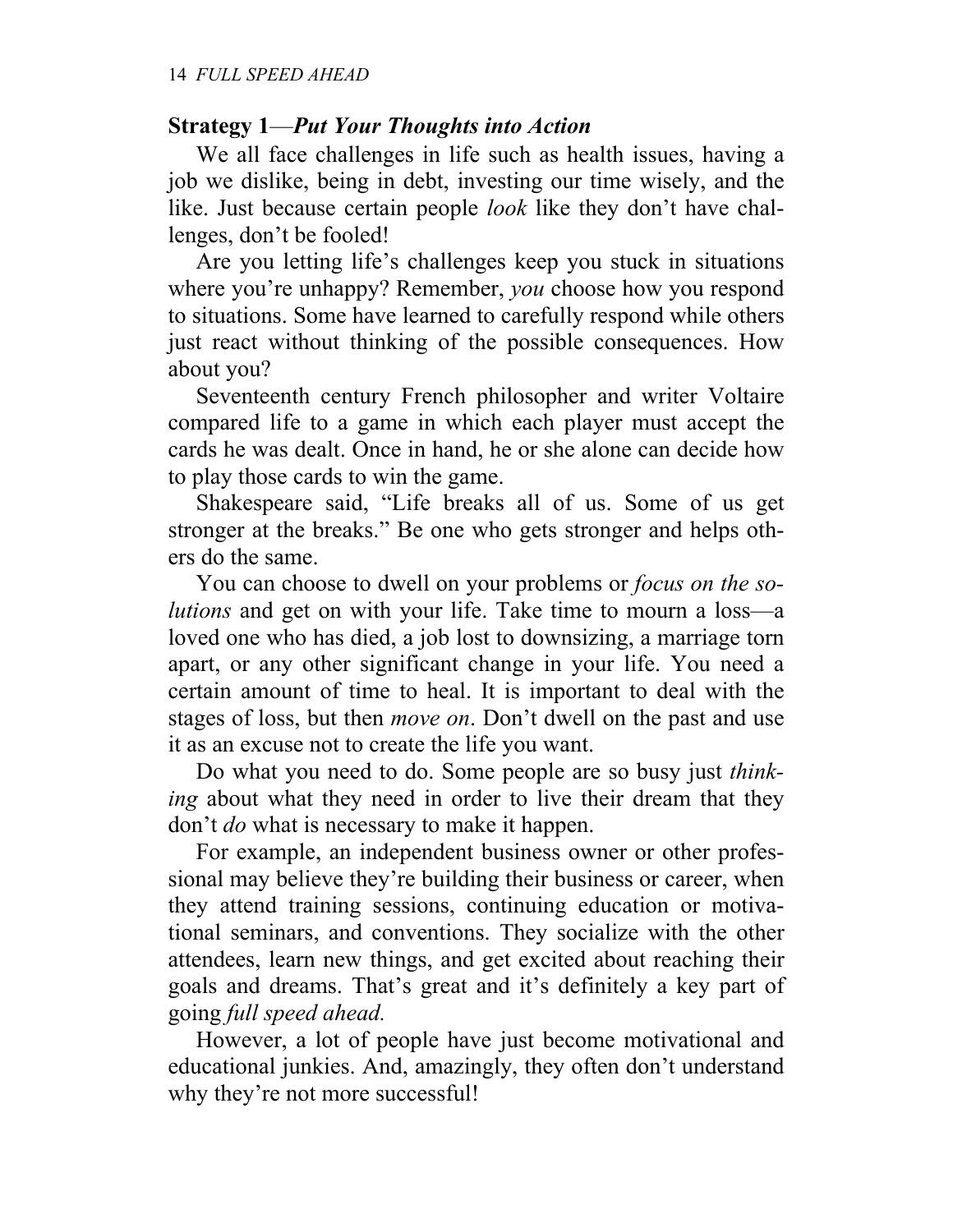**Strategy 1**—***Put Your Thoughts into Action***

We all face challenges in life such as health issues, having a job we dislike, being in debt, investing our time wisely, and the like. Just because certain people *look* like they don't have challenges, don't be fooled!

Are you letting life's challenges keep you stuck in situations where you're unhappy? Remember, *you* choose how you respond to situations. Some have learned to carefully respond while others just react without thinking of the possible consequences. How about you?

Seventeenth century French philosopher and writer Voltaire compared life to a game in which each player must accept the cards he was dealt. Once in hand, he or she alone can decide how to play those cards to win the game.

Shakespeare said, "Life breaks all of us. Some of us get stronger at the breaks." Be one who gets stronger and helps others do the same.

You can choose to dwell on your problems or *focus on the solutions* and get on with your life. Take time to mourn a loss—a loved one who has died, a job lost to downsizing, a marriage torn apart, or any other significant change in your life. You need a certain amount of time to heal. It is important to deal with the stages of loss, but then *move on*. Don't dwell on the past and use it as an excuse not to create the life you want.

Do what you need to do. Some people are so busy just *thinking* about what they need in order to live their dream that they don't *do* what is necessary to make it happen.

For example, an independent business owner or other professional may believe they're building their business or career, when they attend training sessions, continuing education or motivational seminars, and conventions. They socialize with the other attendees, learn new things, and get excited about reaching their goals and dreams. That's great and it's definitely a key part of going *full speed ahead.*

However, a lot of people have just become motivational and educational junkies. And, amazingly, they often don't understand why they're not more successful!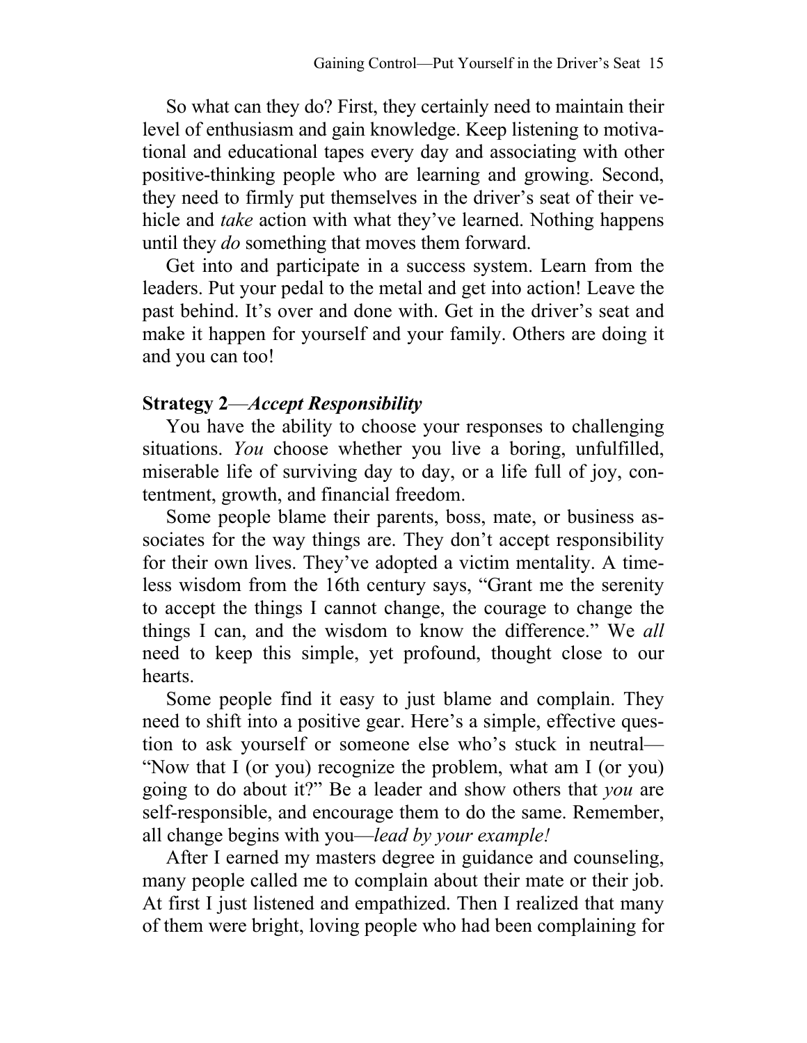So what can they do? First, they certainly need to maintain their level of enthusiasm and gain knowledge. Keep listening to motivational and educational tapes every day and associating with other positive-thinking people who are learning and growing. Second, they need to firmly put themselves in the driver's seat of their vehicle and *take* action with what they've learned. Nothing happens until they *do* something that moves them forward.

Get into and participate in a success system. Learn from the leaders. Put your pedal to the metal and get into action! Leave the past behind. It's over and done with. Get in the driver's seat and make it happen for yourself and your family. Others are doing it and you can too!

**Strategy 2**—***Accept Responsibility***

You have the ability to choose your responses to challenging situations. *You* choose whether you live a boring, unfulfilled, miserable life of surviving day to day, or a life full of joy, contentment, growth, and financial freedom.

Some people blame their parents, boss, mate, or business associates for the way things are. They don't accept responsibility for their own lives. They've adopted a victim mentality. A timeless wisdom from the 16th century says, "Grant me the serenity to accept the things I cannot change, the courage to change the things I can, and the wisdom to know the difference." We *all* need to keep this simple, yet profound, thought close to our hearts.

Some people find it easy to just blame and complain. They need to shift into a positive gear. Here's a simple, effective question to ask yourself or someone else who's stuck in neutral—"Now that I (or you) recognize the problem, what am I (or you) going to do about it?" Be a leader and show others that *you* are self-responsible, and encourage them to do the same. Remember, all change begins with you—*lead by your example!*

After I earned my masters degree in guidance and counseling, many people called me to complain about their mate or their job. At first I just listened and empathized. Then I realized that many of them were bright, loving people who had been complaining for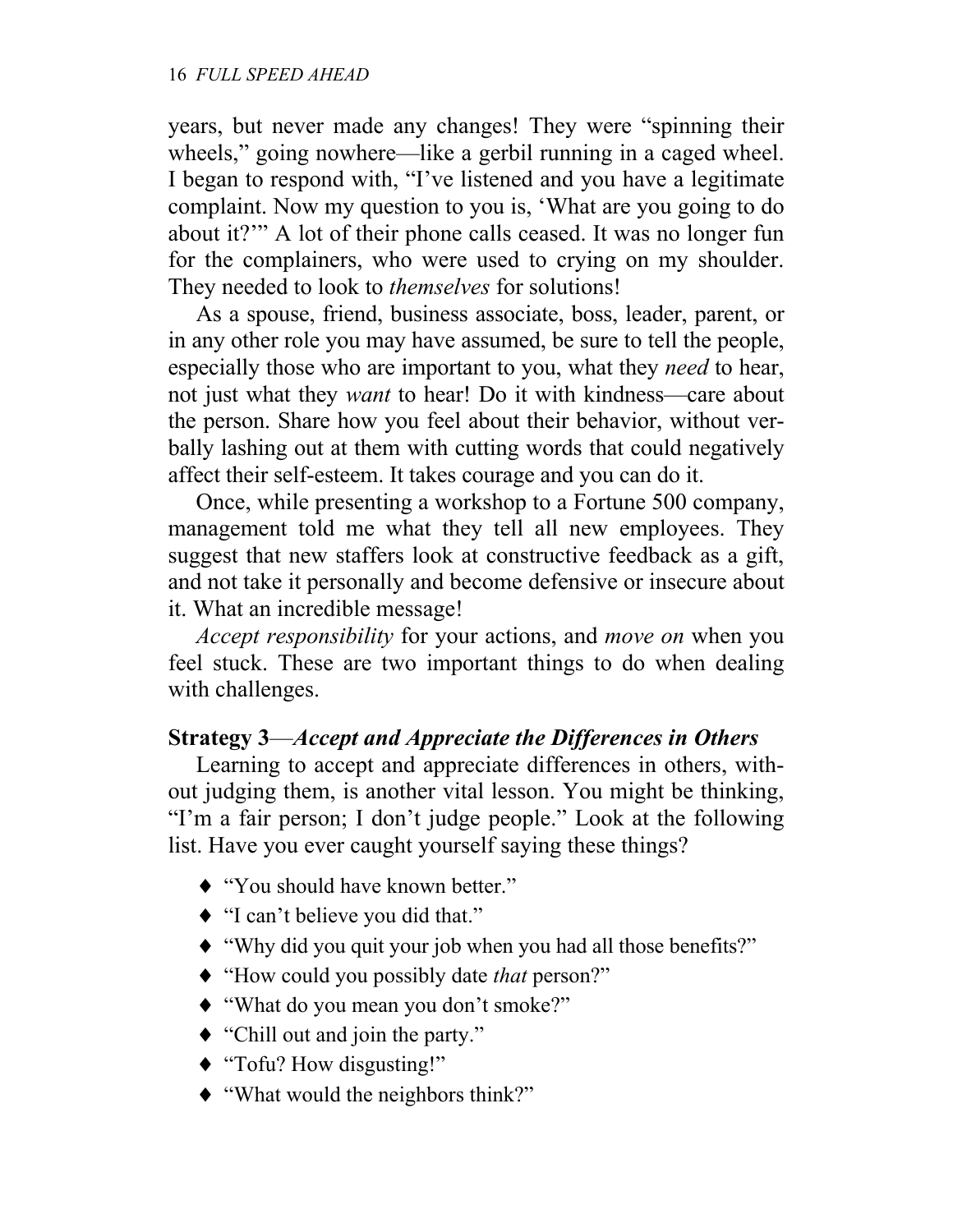years, but never made any changes! They were "spinning their wheels," going nowhere—like a gerbil running in a caged wheel. I began to respond with, "I've listened and you have a legitimate complaint. Now my question to you is, 'What are you going to do about it?'" A lot of their phone calls ceased. It was no longer fun for the complainers, who were used to crying on my shoulder. They needed to look to *themselves* for solutions!

As a spouse, friend, business associate, boss, leader, parent, or in any other role you may have assumed, be sure to tell the people, especially those who are important to you, what they *need* to hear, not just what they *want* to hear! Do it with kindness—care about the person. Share how you feel about their behavior, without verbally lashing out at them with cutting words that could negatively affect their self-esteem. It takes courage and you can do it.

Once, while presenting a workshop to a Fortune 500 company, management told me what they tell all new employees. They suggest that new staffers look at constructive feedback as a gift, and not take it personally and become defensive or insecure about it. What an incredible message!

*Accept responsibility* for your actions, and *move on* when you feel stuck. These are two important things to do when dealing with challenges.

### **Strategy 3**—*Accept and Appreciate the Differences in Others*

Learning to accept and appreciate differences in others, without judging them, is another vital lesson. You might be thinking, "I'm a fair person; I don't judge people." Look at the following list. Have you ever caught yourself saying these things?

- "You should have known better."
- "I can't believe you did that."
- "Why did you quit your job when you had all those benefits?"
- "How could you possibly date *that* person?"
- "What do you mean you don't smoke?"
- "Chill out and join the party."
- "Tofu? How disgusting!"
- "What would the neighbors think?"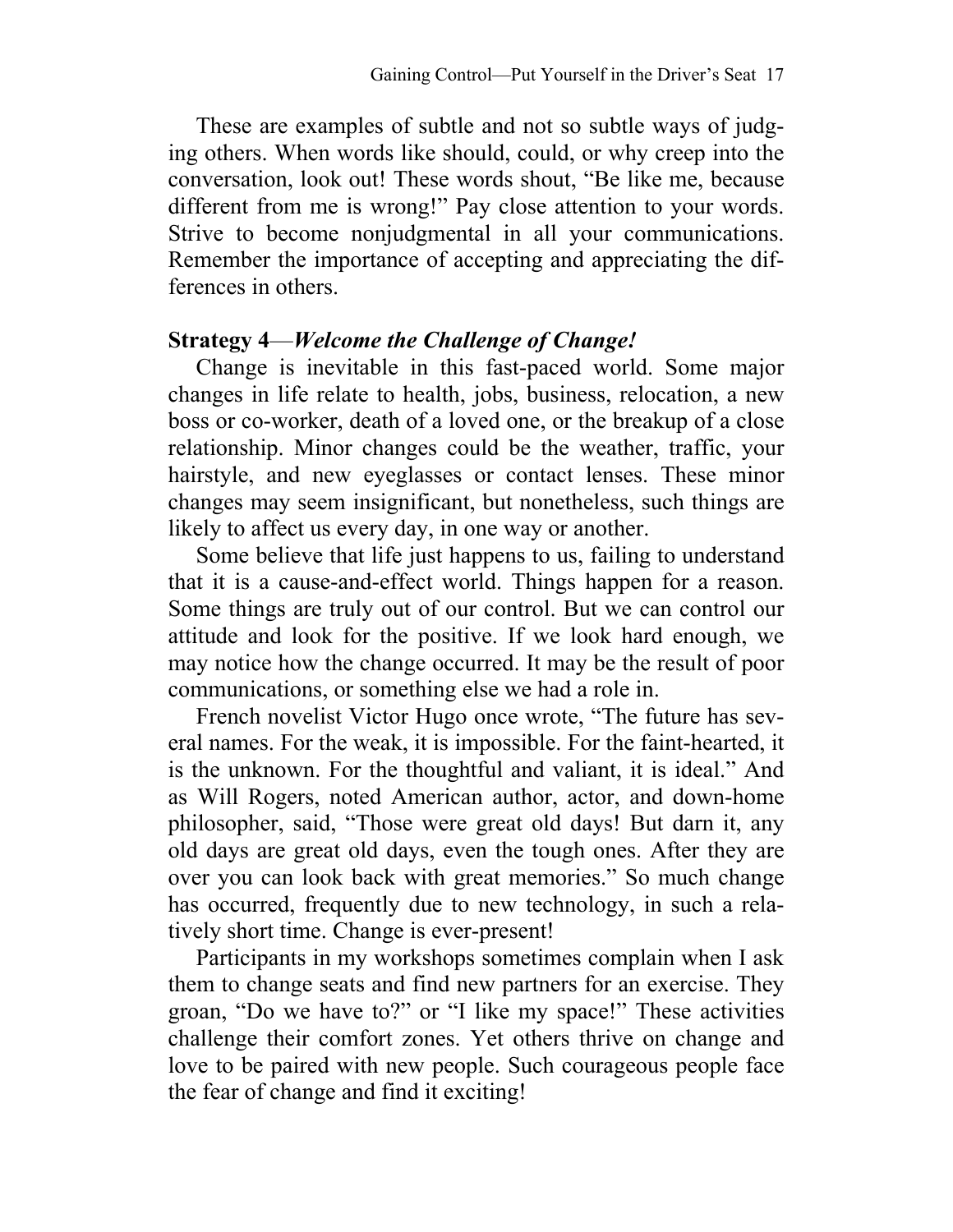These are examples of subtle and not so subtle ways of judging others. When words like should, could, or why creep into the conversation, look out! These words shout, "Be like me, because different from me is wrong!" Pay close attention to your words. Strive to become nonjudgmental in all your communications. Remember the importance of accepting and appreciating the differences in others.

**Strategy 4**—***Welcome the Challenge of Change!***

Change is inevitable in this fast-paced world. Some major changes in life relate to health, jobs, business, relocation, a new boss or co-worker, death of a loved one, or the breakup of a close relationship. Minor changes could be the weather, traffic, your hairstyle, and new eyeglasses or contact lenses. These minor changes may seem insignificant, but nonetheless, such things are likely to affect us every day, in one way or another.

Some believe that life just happens to us, failing to understand that it is a cause-and-effect world. Things happen for a reason. Some things are truly out of our control. But we can control our attitude and look for the positive. If we look hard enough, we may notice how the change occurred. It may be the result of poor communications, or something else we had a role in.

French novelist Victor Hugo once wrote, "The future has several names. For the weak, it is impossible. For the faint-hearted, it is the unknown. For the thoughtful and valiant, it is ideal." And as Will Rogers, noted American author, actor, and down-home philosopher, said, "Those were great old days! But darn it, any old days are great old days, even the tough ones. After they are over you can look back with great memories." So much change has occurred, frequently due to new technology, in such a relatively short time. Change is ever-present!

Participants in my workshops sometimes complain when I ask them to change seats and find new partners for an exercise. They groan, "Do we have to?" or "I like my space!" These activities challenge their comfort zones. Yet others thrive on change and love to be paired with new people. Such courageous people face the fear of change and find it exciting!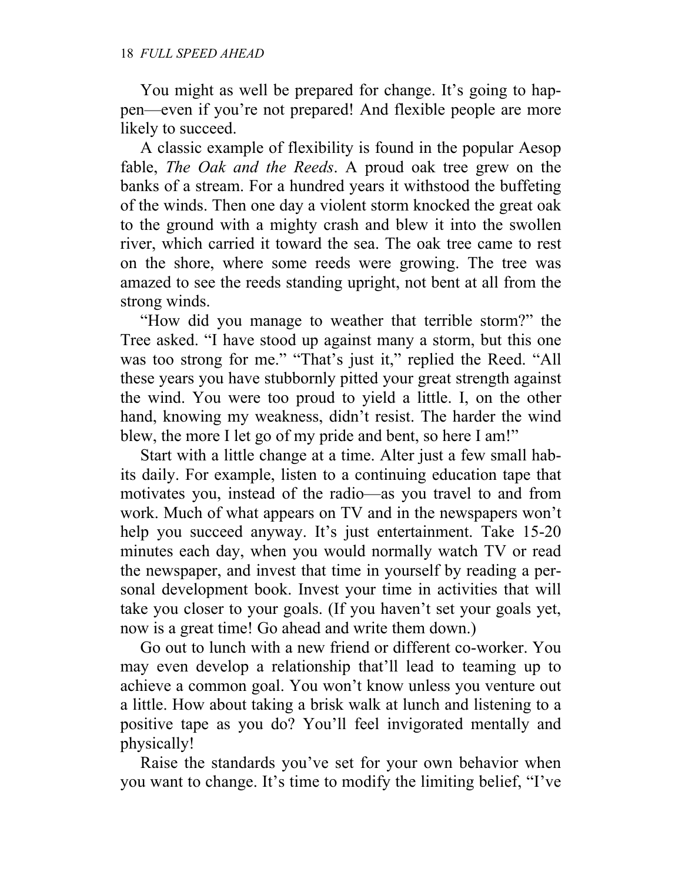You might as well be prepared for change. It's going to happen—even if you're not prepared! And flexible people are more likely to succeed.

A classic example of flexibility is found in the popular Aesop fable, *The Oak and the Reeds*. A proud oak tree grew on the banks of a stream. For a hundred years it withstood the buffeting of the winds. Then one day a violent storm knocked the great oak to the ground with a mighty crash and blew it into the swollen river, which carried it toward the sea. The oak tree came to rest on the shore, where some reeds were growing. The tree was amazed to see the reeds standing upright, not bent at all from the strong winds.

"How did you manage to weather that terrible storm?" the Tree asked. "I have stood up against many a storm, but this one was too strong for me." "That's just it," replied the Reed. "All these years you have stubbornly pitted your great strength against the wind. You were too proud to yield a little. I, on the other hand, knowing my weakness, didn't resist. The harder the wind blew, the more I let go of my pride and bent, so here I am!"

Start with a little change at a time. Alter just a few small habits daily. For example, listen to a continuing education tape that motivates you, instead of the radio—as you travel to and from work. Much of what appears on TV and in the newspapers won't help you succeed anyway. It's just entertainment. Take 15-20 minutes each day, when you would normally watch TV or read the newspaper, and invest that time in yourself by reading a personal development book. Invest your time in activities that will take you closer to your goals. (If you haven't set your goals yet, now is a great time! Go ahead and write them down.)

Go out to lunch with a new friend or different co-worker. You may even develop a relationship that'll lead to teaming up to achieve a common goal. You won't know unless you venture out a little. How about taking a brisk walk at lunch and listening to a positive tape as you do? You'll feel invigorated mentally and physically!

Raise the standards you've set for your own behavior when you want to change. It's time to modify the limiting belief, "I've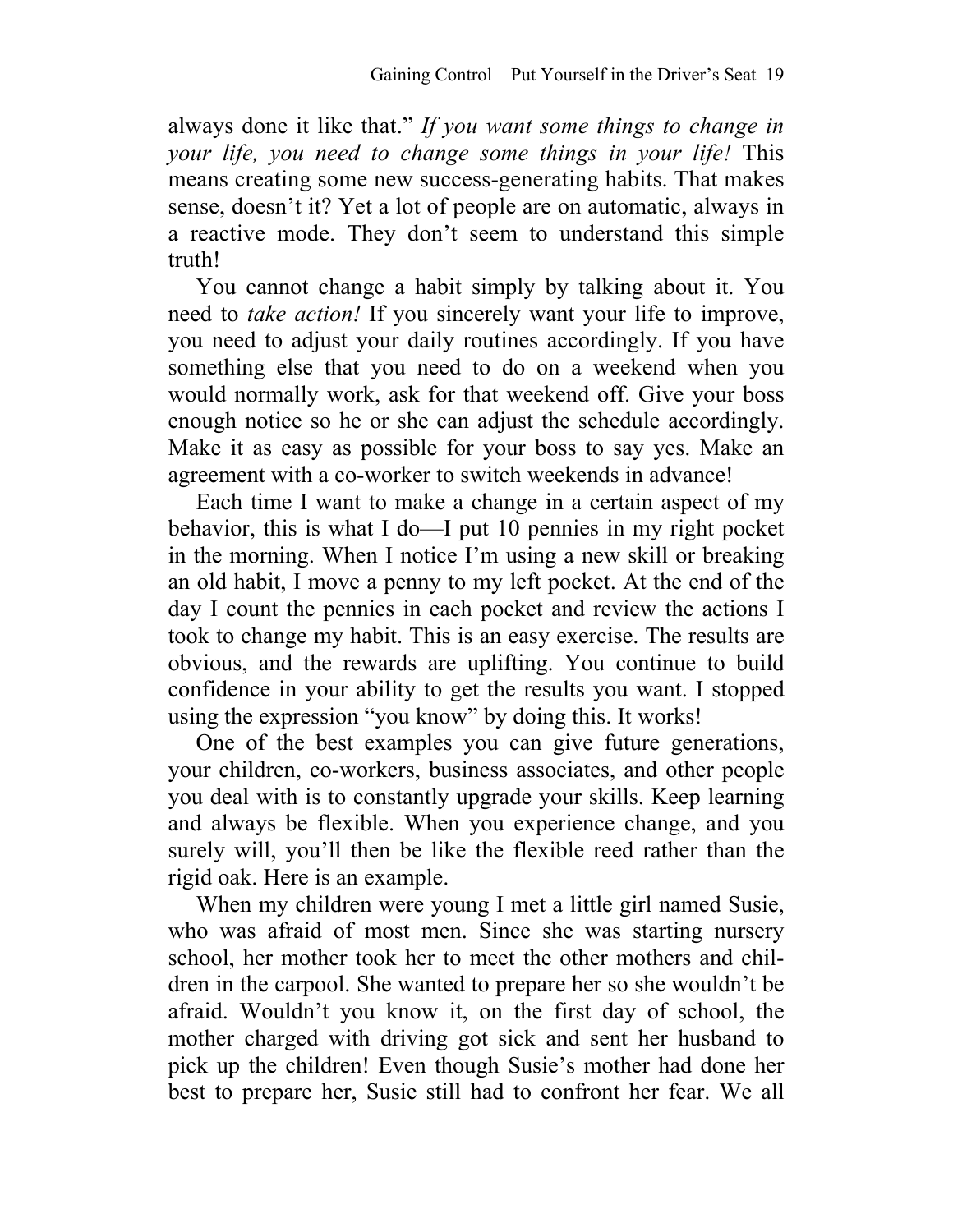always done it like that." *If you want some things to change in your life, you need to change some things in your life!* This means creating some new success-generating habits. That makes sense, doesn't it? Yet a lot of people are on automatic, always in a reactive mode. They don't seem to understand this simple truth!

You cannot change a habit simply by talking about it. You need to *take action!* If you sincerely want your life to improve, you need to adjust your daily routines accordingly. If you have something else that you need to do on a weekend when you would normally work, ask for that weekend off. Give your boss enough notice so he or she can adjust the schedule accordingly. Make it as easy as possible for your boss to say yes. Make an agreement with a co-worker to switch weekends in advance!

Each time I want to make a change in a certain aspect of my behavior, this is what I do—I put 10 pennies in my right pocket in the morning. When I notice I'm using a new skill or breaking an old habit, I move a penny to my left pocket. At the end of the day I count the pennies in each pocket and review the actions I took to change my habit. This is an easy exercise. The results are obvious, and the rewards are uplifting. You continue to build confidence in your ability to get the results you want. I stopped using the expression "you know" by doing this. It works!

One of the best examples you can give future generations, your children, co-workers, business associates, and other people you deal with is to constantly upgrade your skills. Keep learning and always be flexible. When you experience change, and you surely will, you'll then be like the flexible reed rather than the rigid oak. Here is an example.

When my children were young I met a little girl named Susie, who was afraid of most men. Since she was starting nursery school, her mother took her to meet the other mothers and children in the carpool. She wanted to prepare her so she wouldn't be afraid. Wouldn't you know it, on the first day of school, the mother charged with driving got sick and sent her husband to pick up the children! Even though Susie's mother had done her best to prepare her, Susie still had to confront her fear. We all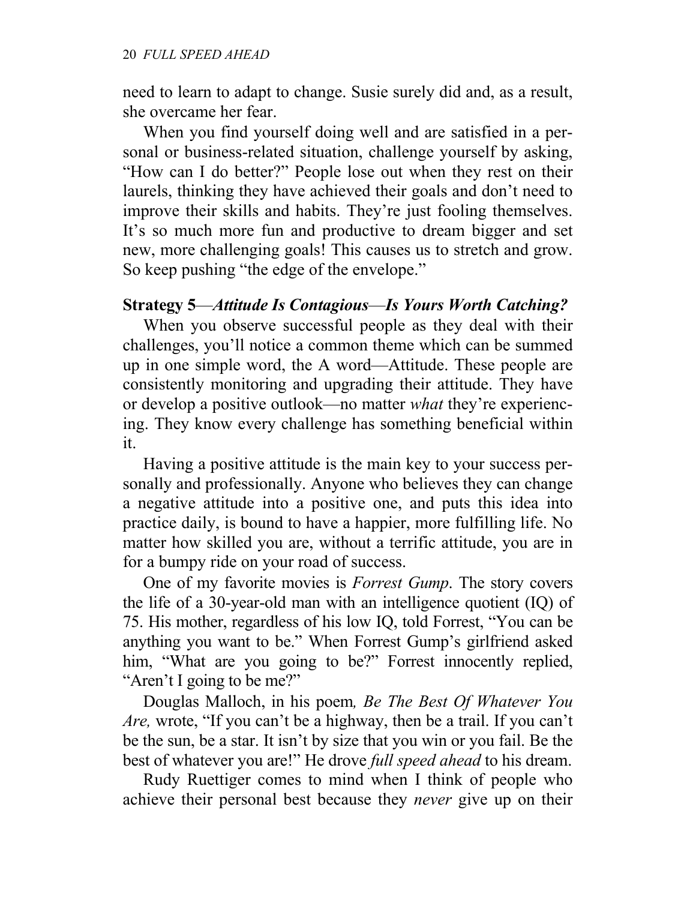need to learn to adapt to change. Susie surely did and, as a result, she overcame her fear.

When you find yourself doing well and are satisfied in a personal or business-related situation, challenge yourself by asking, "How can I do better?" People lose out when they rest on their laurels, thinking they have achieved their goals and don't need to improve their skills and habits. They're just fooling themselves. It's so much more fun and productive to dream bigger and set new, more challenging goals! This causes us to stretch and grow. So keep pushing "the edge of the envelope."

**Strategy 5**—***Attitude Is Contagious*—*Is Yours Worth Catching?***

When you observe successful people as they deal with their challenges, you'll notice a common theme which can be summed up in one simple word, the A word—Attitude. These people are consistently monitoring and upgrading their attitude. They have or develop a positive outlook—no matter *what* they're experiencing. They know every challenge has something beneficial within it.

Having a positive attitude is the main key to your success personally and professionally. Anyone who believes they can change a negative attitude into a positive one, and puts this idea into practice daily, is bound to have a happier, more fulfilling life. No matter how skilled you are, without a terrific attitude, you are in for a bumpy ride on your road of success.

One of my favorite movies is *Forrest Gump*. The story covers the life of a 30-year-old man with an intelligence quotient (IQ) of 75. His mother, regardless of his low IQ, told Forrest, "You can be anything you want to be." When Forrest Gump's girlfriend asked him, "What are you going to be?" Forrest innocently replied, "Aren't I going to be me?"

Douglas Malloch, in his poem*, Be The Best Of Whatever You Are,* wrote, "If you can't be a highway, then be a trail. If you can't be the sun, be a star. It isn't by size that you win or you fail. Be the best of whatever you are!" He drove *full speed ahead* to his dream.

Rudy Ruettiger comes to mind when I think of people who achieve their personal best because they *never* give up on their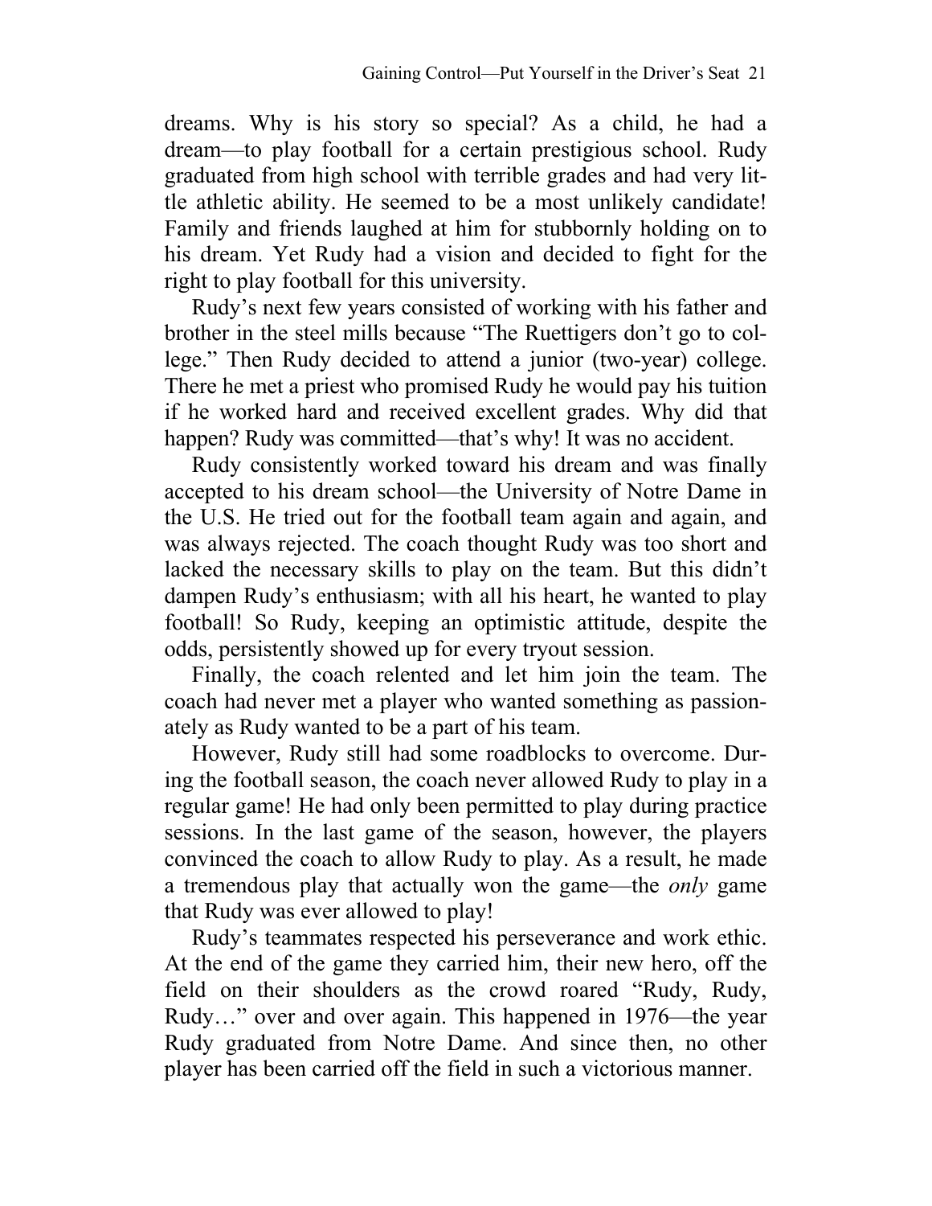dreams. Why is his story so special? As a child, he had a dream—to play football for a certain prestigious school. Rudy graduated from high school with terrible grades and had very little athletic ability. He seemed to be a most unlikely candidate! Family and friends laughed at him for stubbornly holding on to his dream. Yet Rudy had a vision and decided to fight for the right to play football for this university.

Rudy's next few years consisted of working with his father and brother in the steel mills because "The Ruettigers don't go to college." Then Rudy decided to attend a junior (two-year) college. There he met a priest who promised Rudy he would pay his tuition if he worked hard and received excellent grades. Why did that happen? Rudy was committed—that's why! It was no accident.

Rudy consistently worked toward his dream and was finally accepted to his dream school—the University of Notre Dame in the U.S. He tried out for the football team again and again, and was always rejected. The coach thought Rudy was too short and lacked the necessary skills to play on the team. But this didn't dampen Rudy's enthusiasm; with all his heart, he wanted to play football! So Rudy, keeping an optimistic attitude, despite the odds, persistently showed up for every tryout session.

Finally, the coach relented and let him join the team. The coach had never met a player who wanted something as passionately as Rudy wanted to be a part of his team.

However, Rudy still had some roadblocks to overcome. During the football season, the coach never allowed Rudy to play in a regular game! He had only been permitted to play during practice sessions. In the last game of the season, however, the players convinced the coach to allow Rudy to play. As a result, he made a tremendous play that actually won the game—the *only* game that Rudy was ever allowed to play!

Rudy's teammates respected his perseverance and work ethic. At the end of the game they carried him, their new hero, off the field on their shoulders as the crowd roared "Rudy, Rudy, Rudy…" over and over again. This happened in 1976—the year Rudy graduated from Notre Dame. And since then, no other player has been carried off the field in such a victorious manner.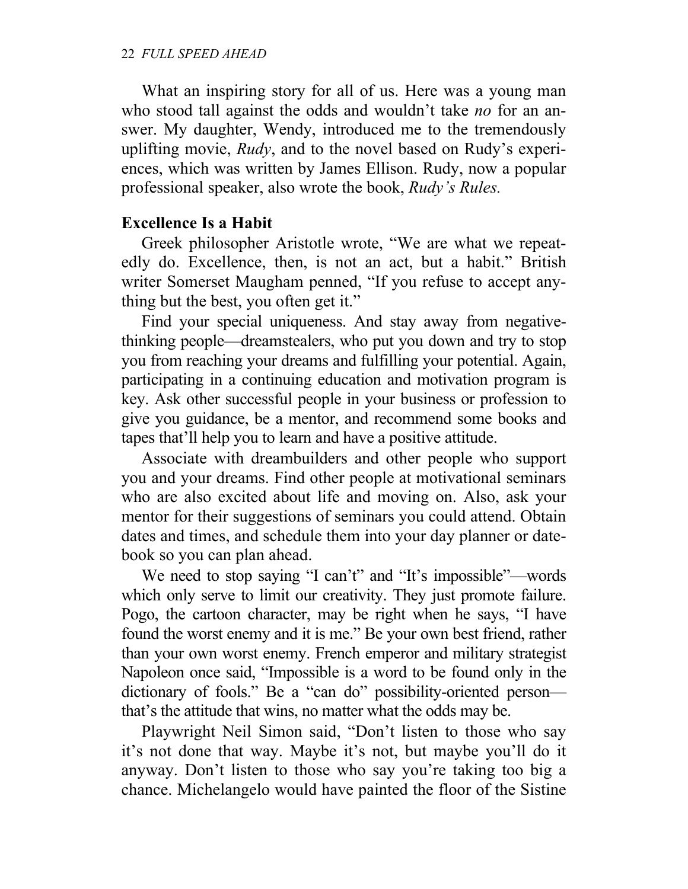What an inspiring story for all of us. Here was a young man who stood tall against the odds and wouldn't take *no* for an answer. My daughter, Wendy, introduced me to the tremendously uplifting movie, *Rudy*, and to the novel based on Rudy's experiences, which was written by James Ellison. Rudy, now a popular professional speaker, also wrote the book, *Rudy's Rules.*

## Excellence Is a Habit

Greek philosopher Aristotle wrote, "We are what we repeatedly do. Excellence, then, is not an act, but a habit." British writer Somerset Maugham penned, "If you refuse to accept anything but the best, you often get it."

Find your special uniqueness. And stay away from negative-thinking people—dreamstealers, who put you down and try to stop you from reaching your dreams and fulfilling your potential. Again, participating in a continuing education and motivation program is key. Ask other successful people in your business or profession to give you guidance, be a mentor, and recommend some books and tapes that'll help you to learn and have a positive attitude.

Associate with dreambuilders and other people who support you and your dreams. Find other people at motivational seminars who are also excited about life and moving on. Also, ask your mentor for their suggestions of seminars you could attend. Obtain dates and times, and schedule them into your day planner or datebook so you can plan ahead.

We need to stop saying "I can't" and "It's impossible"—words which only serve to limit our creativity. They just promote failure. Pogo, the cartoon character, may be right when he says, "I have found the worst enemy and it is me." Be your own best friend, rather than your own worst enemy. French emperor and military strategist Napoleon once said, "Impossible is a word to be found only in the dictionary of fools." Be a "can do" possibility-oriented person—that's the attitude that wins, no matter what the odds may be.

Playwright Neil Simon said, "Don't listen to those who say it's not done that way. Maybe it's not, but maybe you'll do it anyway. Don't listen to those who say you're taking too big a chance. Michelangelo would have painted the floor of the Sistine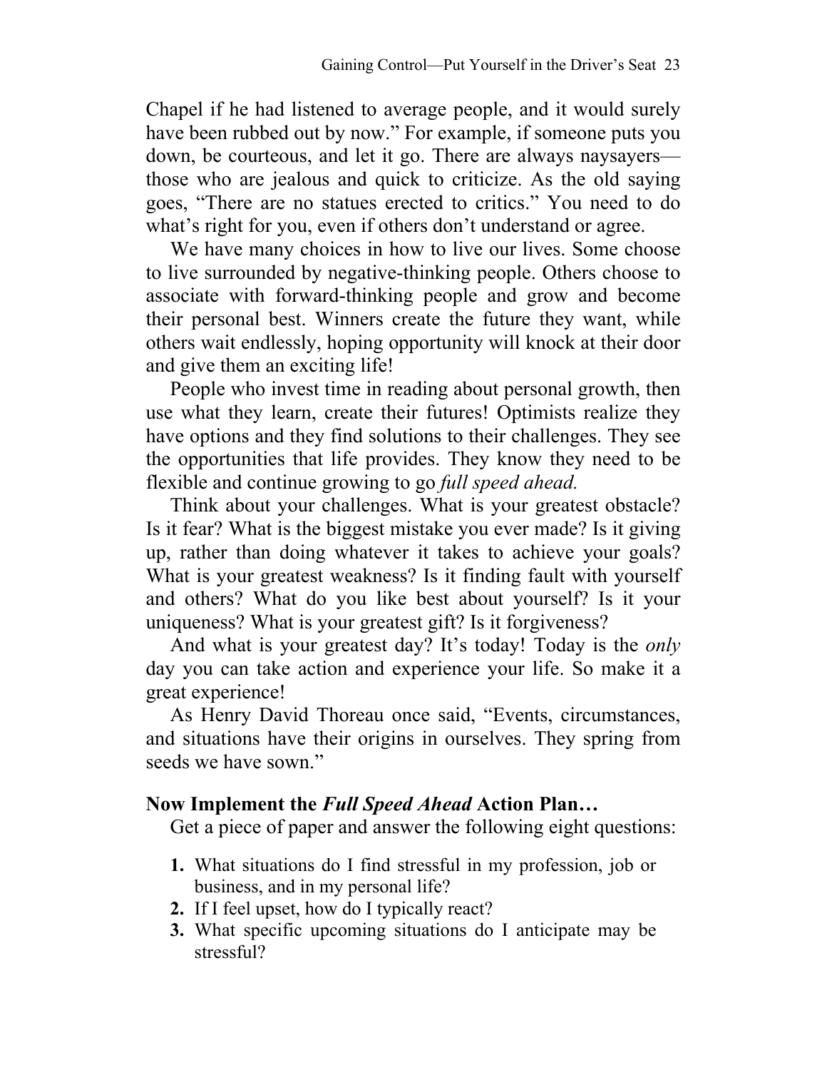Chapel if he had listened to average people, and it would surely have been rubbed out by now." For example, if someone puts you down, be courteous, and let it go. There are always naysayers—those who are jealous and quick to criticize. As the old saying goes, "There are no statues erected to critics." You need to do what's right for you, even if others don't understand or agree.

We have many choices in how to live our lives. Some choose to live surrounded by negative-thinking people. Others choose to associate with forward-thinking people and grow and become their personal best. Winners create the future they want, while others wait endlessly, hoping opportunity will knock at their door and give them an exciting life!

People who invest time in reading about personal growth, then use what they learn, create their futures! Optimists realize they have options and they find solutions to their challenges. They see the opportunities that life provides. They know they need to be flexible and continue growing to go *full speed ahead.*

Think about your challenges. What is your greatest obstacle? Is it fear? What is the biggest mistake you ever made? Is it giving up, rather than doing whatever it takes to achieve your goals? What is your greatest weakness? Is it finding fault with yourself and others? What do you like best about yourself? Is it your uniqueness? What is your greatest gift? Is it forgiveness?

And what is your greatest day? It's today! Today is the *only* day you can take action and experience your life. So make it a great experience!

As Henry David Thoreau once said, "Events, circumstances, and situations have their origins in ourselves. They spring from seeds we have sown."

**Now Implement the *Full Speed Ahead* Action Plan…**

Get a piece of paper and answer the following eight questions:

1. What situations do I find stressful in my profession, job or business, and in my personal life?
2. If I feel upset, how do I typically react?
3. What specific upcoming situations do I anticipate may be stressful?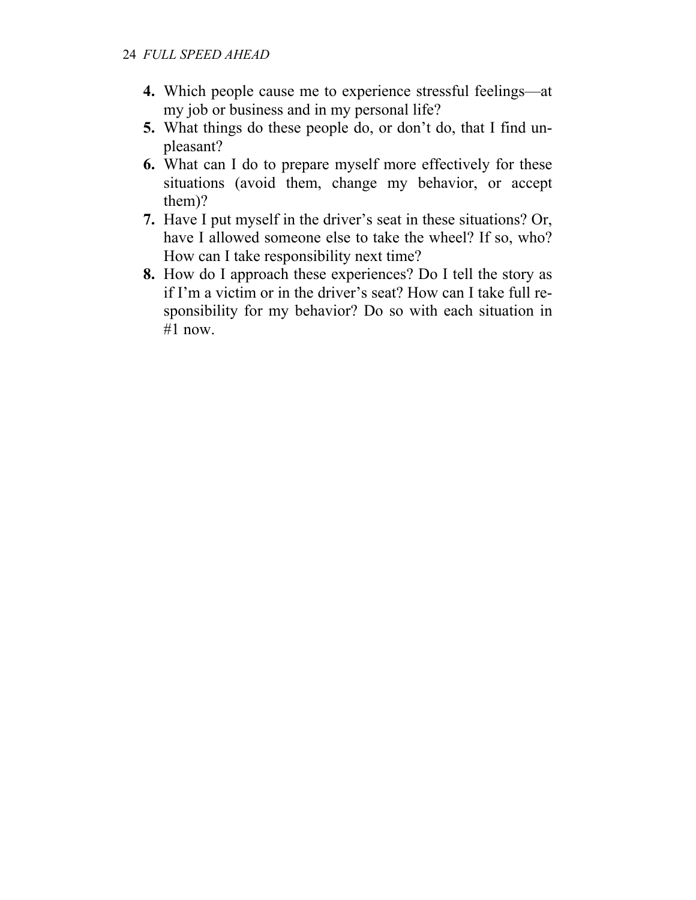4. Which people cause me to experience stressful feelings—at my job or business and in my personal life?
5. What things do these people do, or don't do, that I find unpleasant?
6. What can I do to prepare myself more effectively for these situations (avoid them, change my behavior, or accept them)?
7. Have I put myself in the driver's seat in these situations? Or, have I allowed someone else to take the wheel? If so, who? How can I take responsibility next time?
8. How do I approach these experiences? Do I tell the story as if I'm a victim or in the driver's seat? How can I take full responsibility for my behavior? Do so with each situation in #1 now.